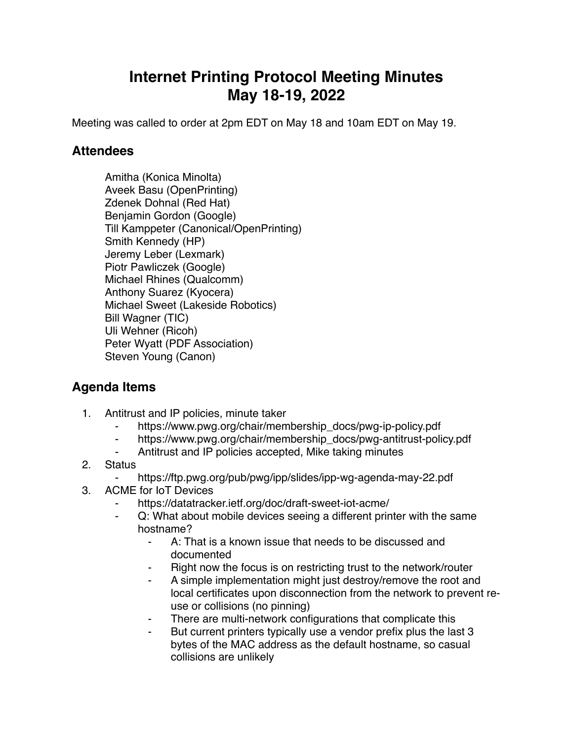# Internet Printing Protocol Meeting Minutes
# May 18-19, 2022

Meeting was called to order at 2pm EDT on May 18 and 10am EDT on May 19.

## Attendees

Amitha (Konica Minolta)
Aveek Basu (OpenPrinting)
Zdenek Dohnal (Red Hat)
Benjamin Gordon (Google)
Till Kamppeter (Canonical/OpenPrinting)
Smith Kennedy (HP)
Jeremy Leber (Lexmark)
Piotr Pawliczek (Google)
Michael Rhines (Qualcomm)
Anthony Suarez (Kyocera)
Michael Sweet (Lakeside Robotics)
Bill Wagner (TIC)
Uli Wehner (Ricoh)
Peter Wyatt (PDF Association)
Steven Young (Canon)

## Agenda Items

1. Antitrust and IP policies, minute taker
    - https://www.pwg.org/chair/membership_docs/pwg-ip-policy.pdf
    - https://www.pwg.org/chair/membership_docs/pwg-antitrust-policy.pdf
    - Antitrust and IP policies accepted, Mike taking minutes
2. Status
    - https://ftp.pwg.org/pub/pwg/ipp/slides/ipp-wg-agenda-may-22.pdf
3. ACME for IoT Devices
    - https://datatracker.ietf.org/doc/draft-sweet-iot-acme/
    - Q: What about mobile devices seeing a different printer with the same hostname?
        - A: That is a known issue that needs to be discussed and documented
        - Right now the focus is on restricting trust to the network/router
        - A simple implementation might just destroy/remove the root and local certificates upon disconnection from the network to prevent re-use or collisions (no pinning)
        - There are multi-network configurations that complicate this
        - But current printers typically use a vendor prefix plus the last 3 bytes of the MAC address as the default hostname, so casual collisions are unlikely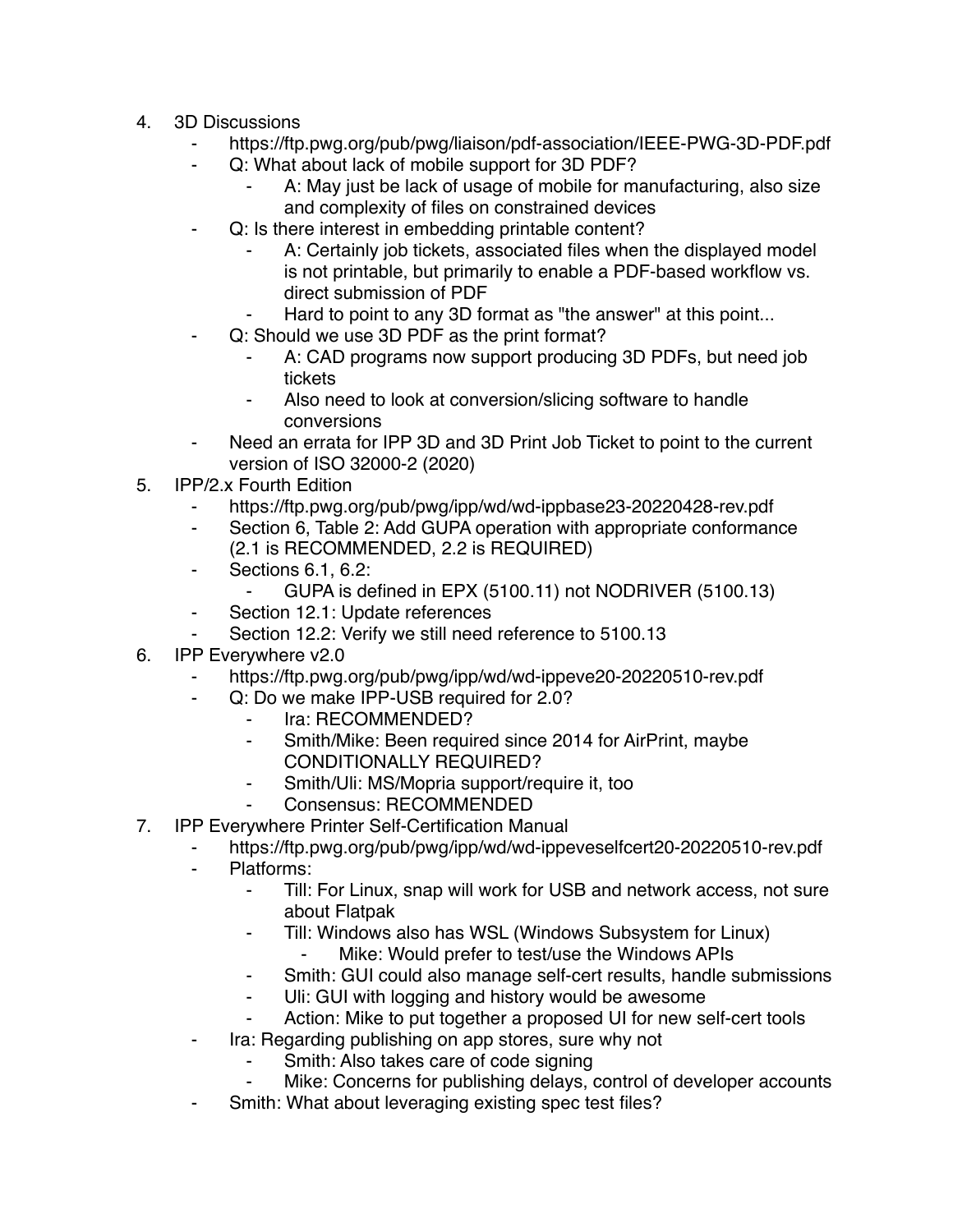4. 3D Discussions
    - https://ftp.pwg.org/pub/pwg/liaison/pdf-association/IEEE-PWG-3D-PDF.pdf
    - Q: What about lack of mobile support for 3D PDF?
        - A: May just be lack of usage of mobile for manufacturing, also size and complexity of files on constrained devices
    - Q: Is there interest in embedding printable content?
        - A: Certainly job tickets, associated files when the displayed model is not printable, but primarily to enable a PDF-based workflow vs. direct submission of PDF
        - Hard to point to any 3D format as "the answer" at this point...
    - Q: Should we use 3D PDF as the print format?
        - A: CAD programs now support producing 3D PDFs, but need job tickets
        - Also need to look at conversion/slicing software to handle conversions
    - Need an errata for IPP 3D and 3D Print Job Ticket to point to the current version of ISO 32000-2 (2020)
5. IPP/2.x Fourth Edition
    - https://ftp.pwg.org/pub/pwg/ipp/wd/wd-ippbase23-20220428-rev.pdf
    - Section 6, Table 2: Add GUPA operation with appropriate conformance (2.1 is RECOMMENDED, 2.2 is REQUIRED)
    - Sections 6.1, 6.2:
        - GUPA is defined in EPX (5100.11) not NODRIVER (5100.13)
    - Section 12.1: Update references
    - Section 12.2: Verify we still need reference to 5100.13
6. IPP Everywhere v2.0
    - https://ftp.pwg.org/pub/pwg/ipp/wd/wd-ippeve20-20220510-rev.pdf
    - Q: Do we make IPP-USB required for 2.0?
        - Ira: RECOMMENDED?
        - Smith/Mike: Been required since 2014 for AirPrint, maybe CONDITIONALLY REQUIRED?
        - Smith/Uli: MS/Mopria support/require it, too
        - Consensus: RECOMMENDED
7. IPP Everywhere Printer Self-Certification Manual
    - https://ftp.pwg.org/pub/pwg/ipp/wd/wd-ippeveselfcert20-20220510-rev.pdf
    - Platforms:
        - Till: For Linux, snap will work for USB and network access, not sure about Flatpak
        - Till: Windows also has WSL (Windows Subsystem for Linux)
            - Mike: Would prefer to test/use the Windows APIs
        - Smith: GUI could also manage self-cert results, handle submissions
        - Uli: GUI with logging and history would be awesome
        - Action: Mike to put together a proposed UI for new self-cert tools
    - Ira: Regarding publishing on app stores, sure why not
        - Smith: Also takes care of code signing
        - Mike: Concerns for publishing delays, control of developer accounts
    - Smith: What about leveraging existing spec test files?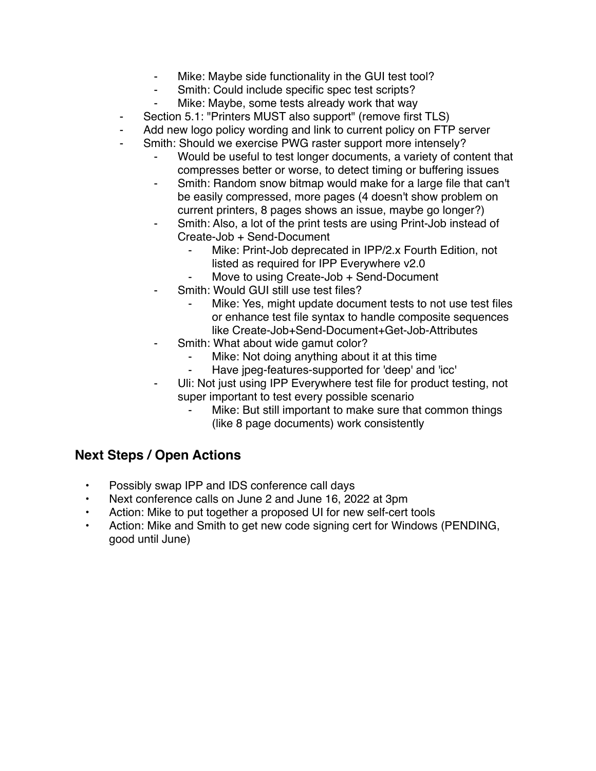- Mike: Maybe side functionality in the GUI test tool?
        - Smith: Could include specific spec test scripts?
        - Mike: Maybe, some tests already work that way
    - Section 5.1: "Printers MUST also support" (remove first TLS)
    - Add new logo policy wording and link to current policy on FTP server
    - Smith: Should we exercise PWG raster support more intensely?
        - Would be useful to test longer documents, a variety of content that compresses better or worse, to detect timing or buffering issues
        - Smith: Random snow bitmap would make for a large file that can't be easily compressed, more pages (4 doesn't show problem on current printers, 8 pages shows an issue, maybe go longer?)
        - Smith: Also, a lot of the print tests are using Print-Job instead of Create-Job + Send-Document
            - Mike: Print-Job deprecated in IPP/2.x Fourth Edition, not listed as required for IPP Everywhere v2.0
            - Move to using Create-Job + Send-Document
        - Smith: Would GUI still use test files?
            - Mike: Yes, might update document tests to not use test files or enhance test file syntax to handle composite sequences like Create-Job+Send-Document+Get-Job-Attributes
        - Smith: What about wide gamut color?
            - Mike: Not doing anything about it at this time
            - Have jpeg-features-supported for 'deep' and 'icc'
        - Uli: Not just using IPP Everywhere test file for product testing, not super important to test every possible scenario
            - Mike: But still important to make sure that common things (like 8 page documents) work consistently

## Next Steps / Open Actions

- Possibly swap IPP and IDS conference call days
- Next conference calls on June 2 and June 16, 2022 at 3pm
- Action: Mike to put together a proposed UI for new self-cert tools
- Action: Mike and Smith to get new code signing cert for Windows (PENDING, good until June)